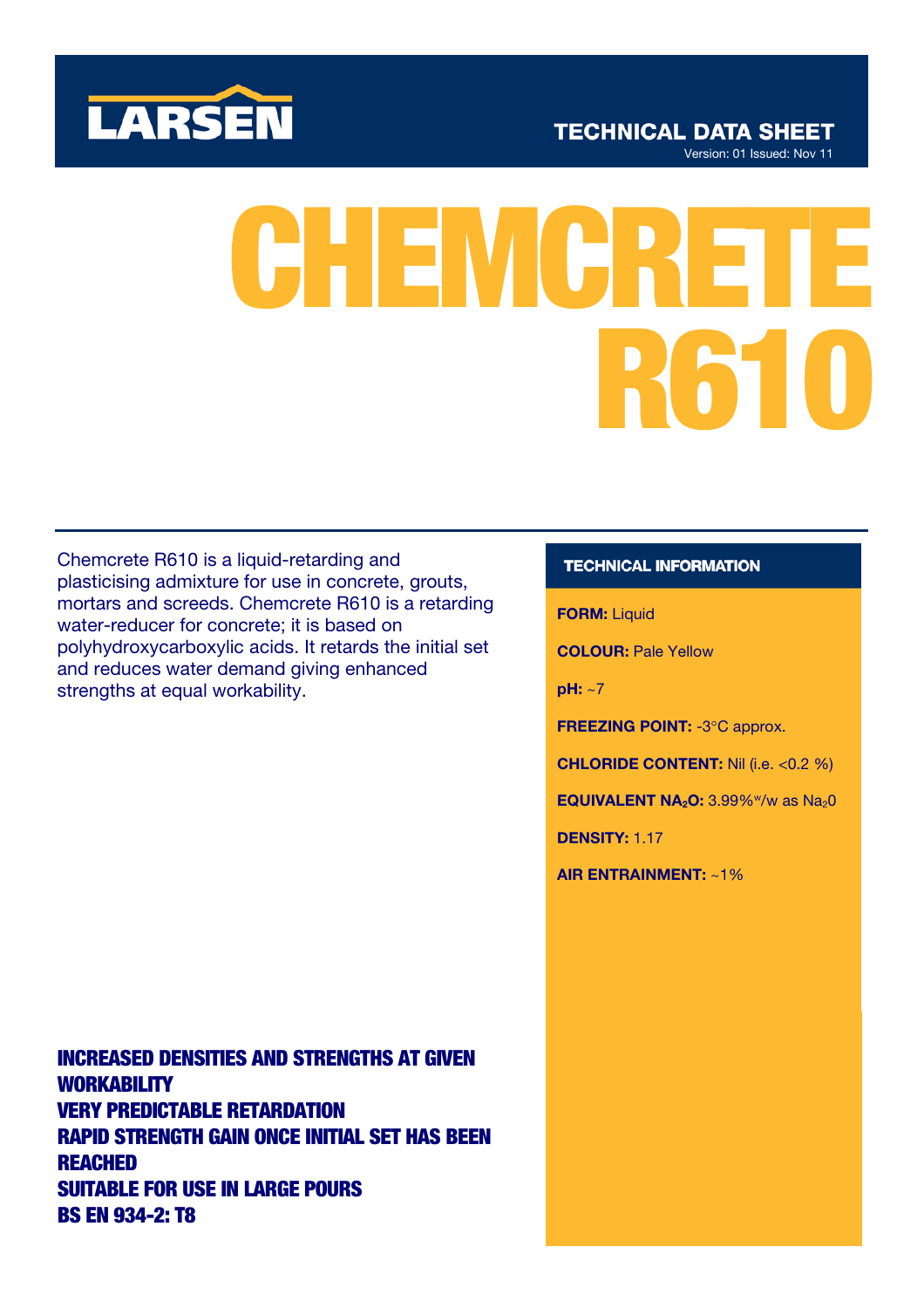LARSEN

TECHNICAL DATA SHEET

Version: 01 Issued: Nov 11

# CHEMCRETE R610

Chemcrete R610 is a liquid-retarding and plasticising admixture for use in concrete, grouts, mortars and screeds. Chemcrete R610 is a retarding water-reducer for concrete; it is based on polyhydroxycarboxylic acids. It retards the initial set and reduces water demand giving enhanced strengths at equal workability.

**INCREASED DENSITIES AND STRENGTHS AT GIVEN WORKABILITY**
**VERY PREDICTABLE RETARDATION**
**RAPID STRENGTH GAIN ONCE INITIAL SET HAS BEEN REACHED**
**SUITABLE FOR USE IN LARGE POURS**
**BS EN 934-2: T8**

## TECHNICAL INFORMATION

**FORM:** Liquid

**COLOUR:** Pale Yellow

**pH:** ~7

**FREEZING POINT:** -3°C approx.

**CHLORIDE CONTENT:** Nil (i.e. <0.2 %)

**EQUIVALENT $NA_2O$:** 3.99%$^{w}$/w as $Na_20$

**DENSITY:** 1.17

**AIR ENTRAINMENT:** ~1%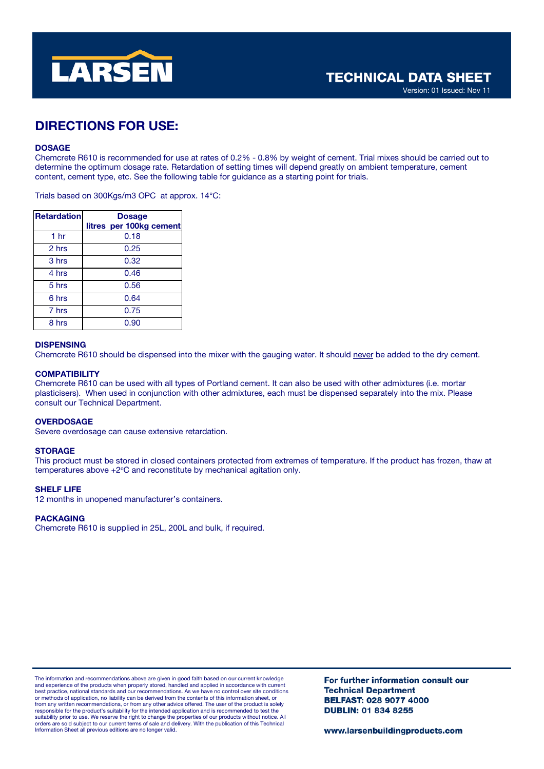# DIRECTIONS FOR USE:

### DOSAGE

Chemcrete R610 is recommended for use at rates of 0.2% - 0.8% by weight of cement. Trial mixes should be carried out to determine the optimum dosage rate. Retardation of setting times will depend greatly on ambient temperature, cement content, cement type, etc. See the following table for guidance as a starting point for trials.

Trials based on 300Kgs/m3 OPC at approx. 14°C:

| Retardation | Dosage litres per 100kg cement |
|---|---|
| 1 hr | 0.18 |
| 2 hrs | 0.25 |
| 3 hrs | 0.32 |
| 4 hrs | 0.46 |
| 5 hrs | 0.56 |
| 6 hrs | 0.64 |
| 7 hrs | 0.75 |
| 8 hrs | 0.90 |

### DISPENSING

Chemcrete R610 should be dispensed into the mixer with the gauging water. It should never be added to the dry cement.

### COMPATIBILITY

Chemcrete R610 can be used with all types of Portland cement. It can also be used with other admixtures (i.e. mortar plasticisers). When used in conjunction with other admixtures, each must be dispensed separately into the mix. Please consult our Technical Department.

### OVERDOSAGE

Severe overdosage can cause extensive retardation.

### STORAGE

This product must be stored in closed containers protected from extremes of temperature. If the product has frozen, thaw at temperatures above +2°C and reconstitute by mechanical agitation only.

### SHELF LIFE

12 months in unopened manufacturer's containers.

### PACKAGING

Chemcrete R610 is supplied in 25L, 200L and bulk, if required.

The information and recommendations above are given in good faith based on our current knowledge and experience of the products when properly stored, handled and applied in accordance with current best practice, national standards and our recommendations. As we have no control over site conditions or methods of application, no liability can be derived from the contents of this information sheet, or from any written recommendations, or from any other advice offered. The user of the product is solely responsible for the product's suitability for the intended application and is recommended to test the suitability prior to use. We reserve the right to change the properties of our products without notice. All orders are sold subject to our current terms of sale and delivery. With the publication of this Technical Information Sheet all previous editions are no longer valid.

**For further information consult our Technical Department**
**BELFAST: 028 9077 4000**
**DUBLIN: 01 834 8255**

**www.larsenbuildingproducts.com**